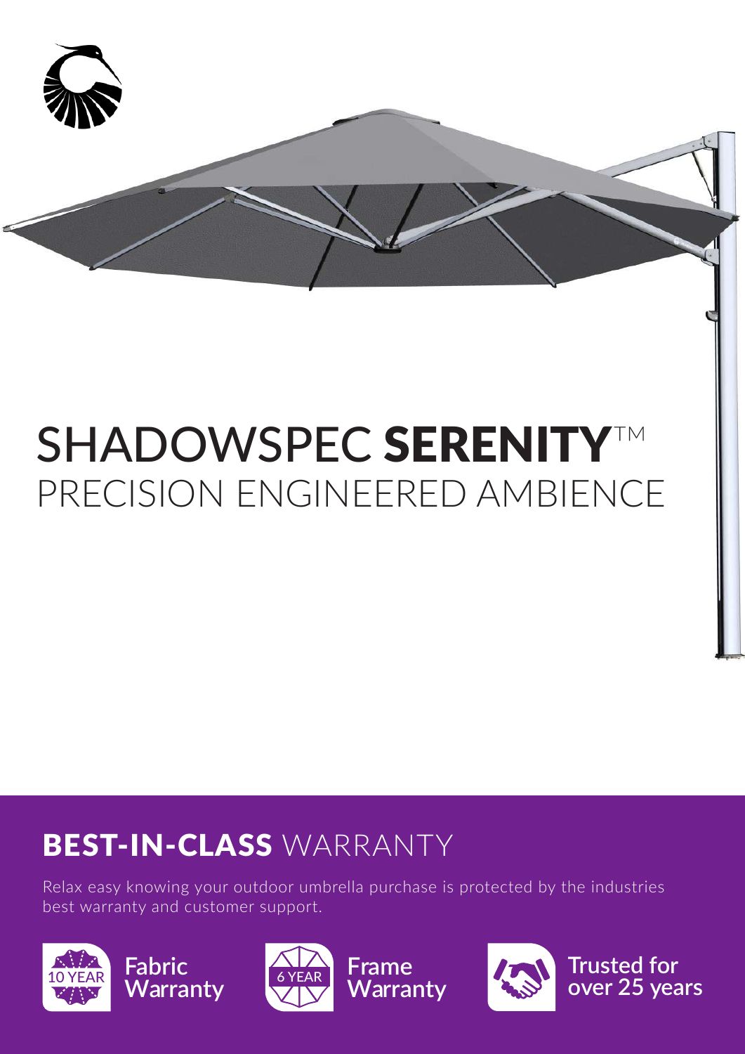# SHADOWSPEC **SERENITY**™

## PRECISION ENGINEERED AMBIENCE

## **BEST-IN-CLASS** WARRANTY

Relax easy knowing your outdoor umbrella purchase is protected by the industries best warranty and customer support.

10 YEAR **Fabric Warranty**

6 YEAR **Frame Warranty**

**Trusted for over 25 years**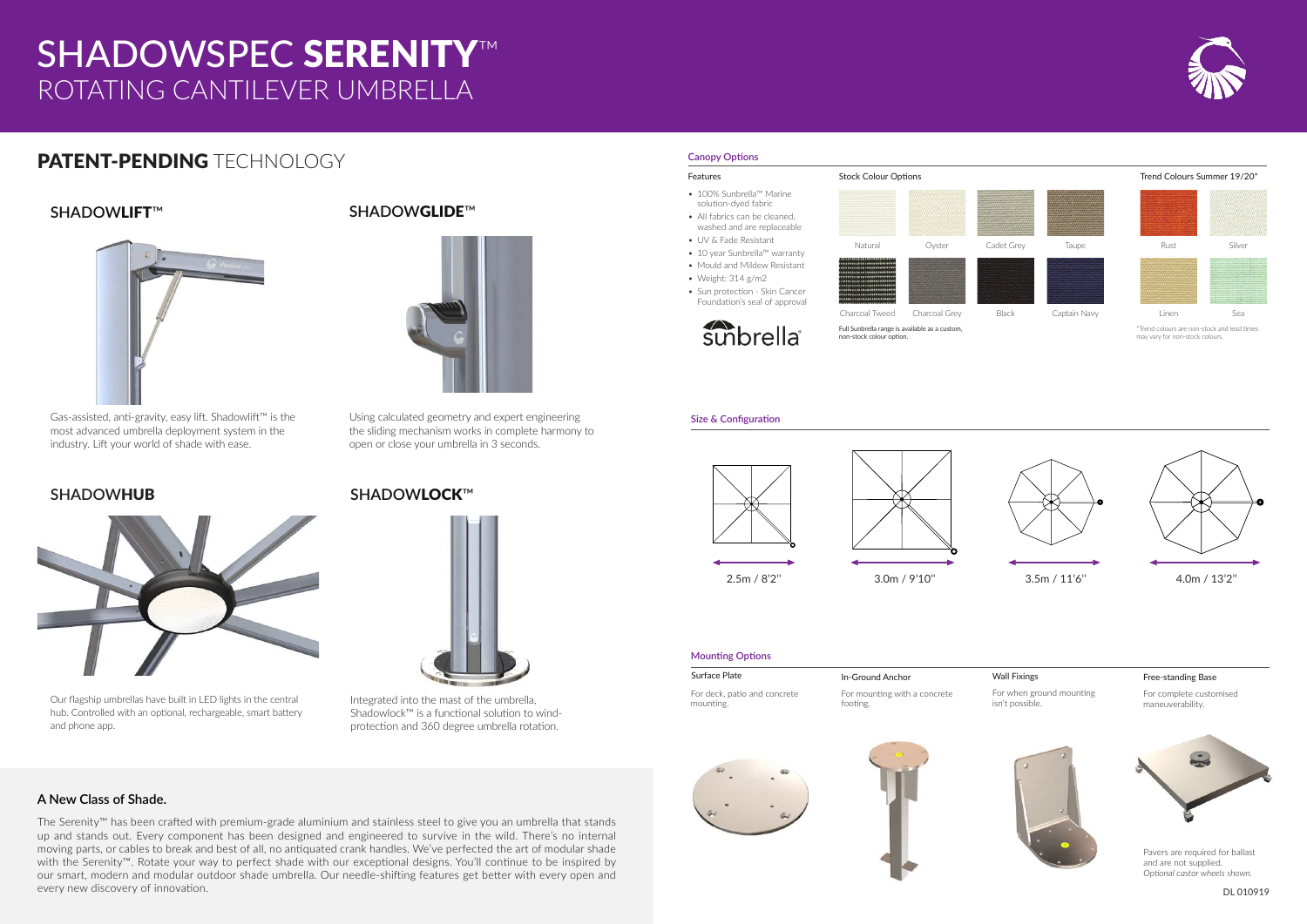# SHADOWSPEC **SERENITY**™
ROTATING CANTILEVER UMBRELLA

## **PATENT-PENDING** TECHNOLOGY

### SHADOW**LIFT**™

Gas-assisted, anti-gravity, easy lift. Shadowlift™ is the most advanced umbrella deployment system in the industry. Lift your world of shade with ease.

### SHADOW**GLIDE**™

Using calculated geometry and expert engineering the sliding mechanism works in complete harmony to open or close your umbrella in 3 seconds.

### SHADOW**HUB**

Our flagship umbrellas have built in LED lights in the central hub. Controlled with an optional, rechargeable, smart battery and phone app.

### SHADOW**LOCK**™

Integrated into the mast of the umbrella, Shadowlock™ is a functional solution to wind-protection and 360 degree umbrella rotation.

### A New Class of Shade.

The Serenity™ has been crafted with premium-grade aluminium and stainless steel to give you an umbrella that stands up and stands out. Every component has been designed and engineered to survive in the wild. There's no internal moving parts, or cables to break and best of all, no antiquated crank handles. We've perfected the art of modular shade with the Serenity™. Rotate your way to perfect shade with our exceptional designs. You'll continue to be inspired by our smart, modern and modular outdoor shade umbrella. Our needle-shifting features get better with every open and every new discovery of innovation.

## Canopy Options

**Features**

- 100% Sunbrella™ Marine solution-dyed fabric
- All fabrics can be cleaned, washed and are replaceable
- UV & Fade Resistant
- 10 year Sunbrella™ warranty
- Mould and Mildew Resistant
- Weight: 314 g/m2
- Sun protection - Skin Cancer Foundation's seal of approval

sunbrella®

**Stock Colour Options**

Natural, Oyster, Cadet Grey, Taupe, Charcoal Tweed, Charcoal Grey, Black, Captain Navy

Full Sunbrella range is available as a custom, non-stock colour option.

**Trend Colours Summer 19/20***

Rust, Silver, Linen, Sea

*Trend colours are non-stock and lead times may vary for non-stock colours.

## Size & Configuration

2.5m / 8'2''

3.0m / 9'10''

3.5m / 11'6''

4.0m / 13'2''

## Mounting Options

**Surface Plate**

For deck, patio and concrete mounting.

**In-Ground Anchor**

For mounting with a concrete footing.

**Wall Fixings**

For when ground mounting isn't possible.

**Free-standing Base**

For complete customised maneuverability.

Pavers are required for ballast and are not supplied.
*Optional castor wheels shown.*

DL 010919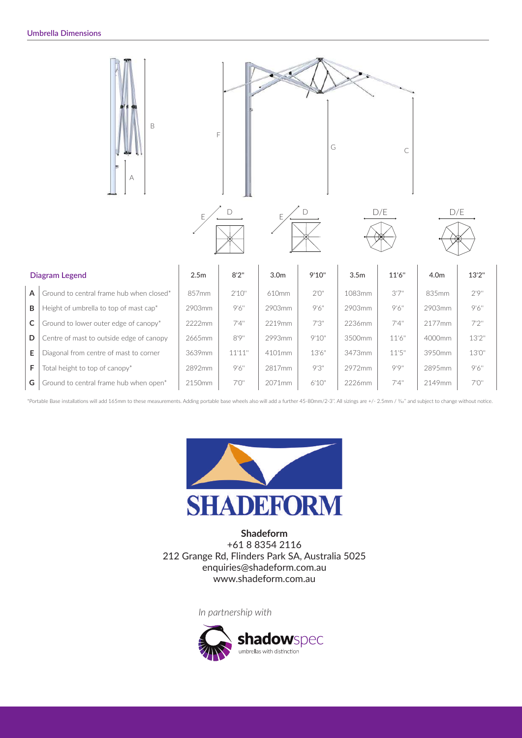## Umbrella Dimensions

| Diagram Legend | | 2.5m | 8'2" | 3.0m | 9'10" | 3.5m | 11'6" | 4.0m | 13'2" |
|---|---|---|---|---|---|---|---|---|---|
| A | Ground to central frame hub when closed* | 857mm | 2'10" | 610mm | 2'0" | 1083mm | 3'7" | 835mm | 2'9" |
| B | Height of umbrella to top of mast cap* | 2903mm | 9'6" | 2903mm | 9'6" | 2903mm | 9'6" | 2903mm | 9'6" |
| C | Ground to lower outer edge of canopy* | 2222mm | 7'4" | 2219mm | 7'3" | 2236mm | 7'4" | 2177mm | 7'2" |
| D | Centre of mast to outside edge of canopy | 2665mm | 8'9" | 2993mm | 9'10" | 3500mm | 11'6" | 4000mm | 13'2" |
| E | Diagonal from centre of mast to corner | 3639mm | 11'11" | 4101mm | 13'6" | 3473mm | 11'5" | 3950mm | 13'0" |
| F | Total height to top of canopy* | 2892mm | 9'6" | 2817mm | 9'3" | 2972mm | 9'9" | 2895mm | 9'6" |
| G | Ground to central frame hub when open* | 2150mm | 7'0" | 2071mm | 6'10" | 2226mm | 7'4" | 2149mm | 7'0" |

*Portable Base installations will add 165mm to these measurements. Adding portable base wheels also will add a further 45-80mm/2-3". All sizings are +/- 2.5mm / 3/32" and subject to change without notice.

SHADEFORM

**Shadeform**
+61 8 8354 2116
212 Grange Rd, Flinders Park SA, Australia 5025
enquiries@shadeform.com.au
www.shadeform.com.au

*In partnership with*

shadowspec
umbrellas with distinction